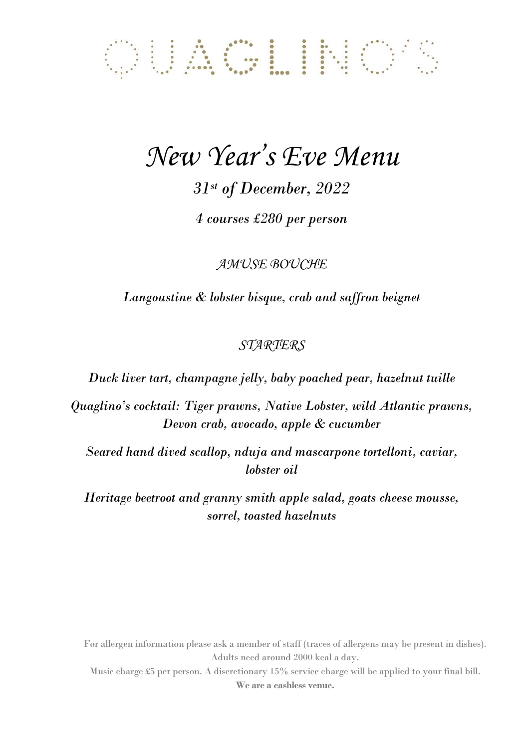# QUAGLINO'S

## *New Year's Eve Menu*

*31st of December, 2022*

*4 courses £280 per person*

### *AMUSE BOUCHE*

*Langoustine & lobster bisque, crab and saffron beignet*

### *STARTERS*

*Duck liver tart, champagne jelly, baby poached pear, hazelnut tuille*

*Quaglino's cocktail: Tiger prawns, Native Lobster, wild Atlantic prawns, Devon crab, avocado, apple & cucumber*

*Seared hand dived scallop, nduja and mascarpone tortelloni, caviar, lobster oil*

*Heritage beetroot and granny smith apple salad, goats cheese mousse, sorrel, toasted hazelnuts*

For allergen information please ask a member of staff (traces of allergens may be present in dishes).
Adults need around 2000 kcal a day.
Music charge £5 per person. A discretionary 15% service charge will be applied to your final bill.
**We are a cashless venue.**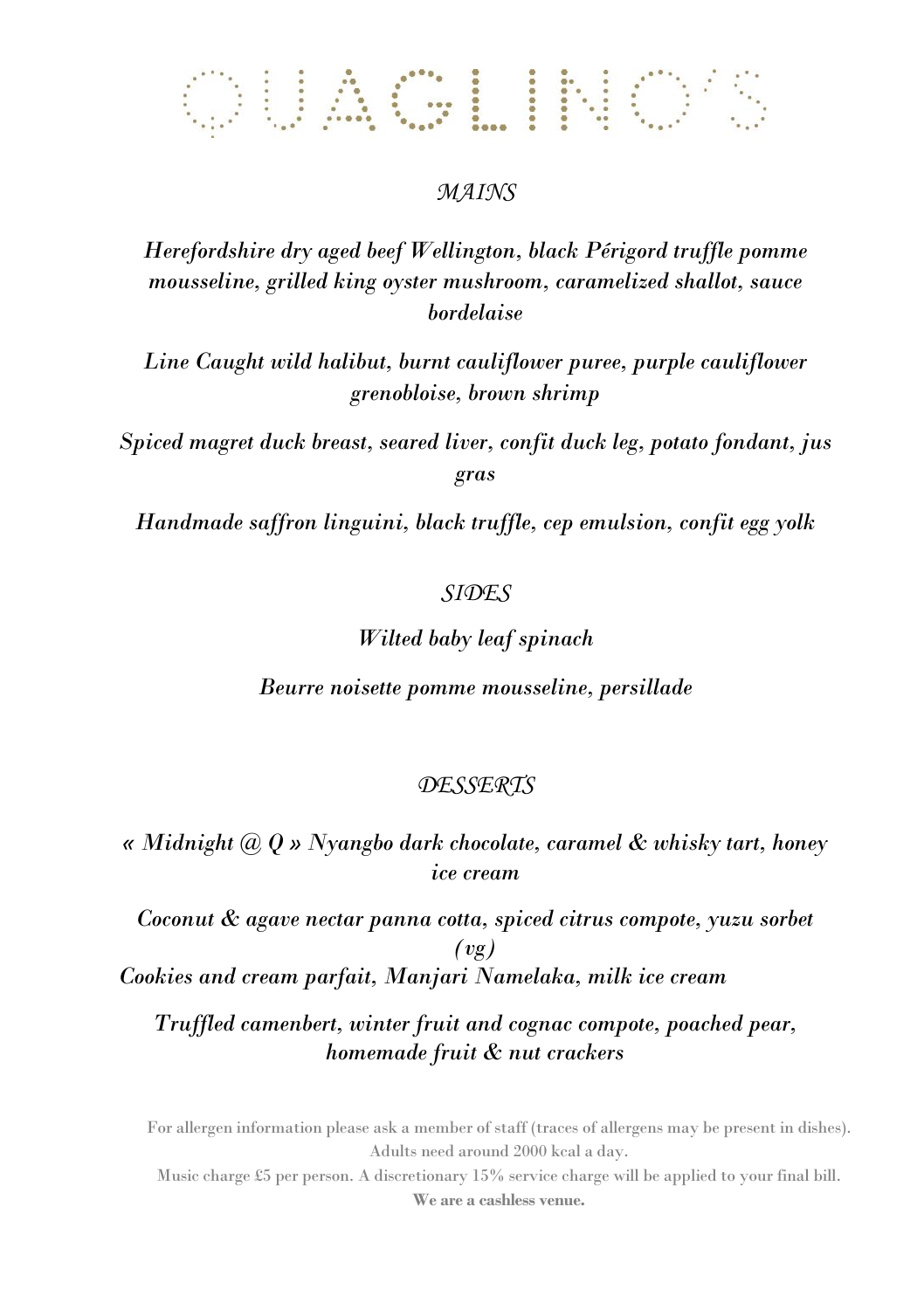# QUAGLINO'S

## *MAINS*

*Herefordshire dry aged beef Wellington, black Périgord truffle pomme mousseline, grilled king oyster mushroom, caramelized shallot, sauce bordelaise*

*Line Caught wild halibut, burnt cauliflower puree, purple cauliflower grenobloise, brown shrimp*

*Spiced magret duck breast, seared liver, confit duck leg, potato fondant, jus gras*

*Handmade saffron linguini, black truffle, cep emulsion, confit egg yolk*

## *SIDES*

*Wilted baby leaf spinach*

*Beurre noisette pomme mousseline, persillade*

## *DESSERTS*

*« Midnight @ Q » Nyangbo dark chocolate, caramel & whisky tart, honey ice cream*

*Coconut & agave nectar panna cotta, spiced citrus compote, yuzu sorbet (vg)*

*Cookies and cream parfait, Manjari Namelaka, milk ice cream*

*Truffled camenbert, winter fruit and cognac compote, poached pear, homemade fruit & nut crackers*

For allergen information please ask a member of staff (traces of allergens may be present in dishes).
Adults need around 2000 kcal a day.

Music charge £5 per person. A discretionary 15% service charge will be applied to your final bill.

**We are a cashless venue.**